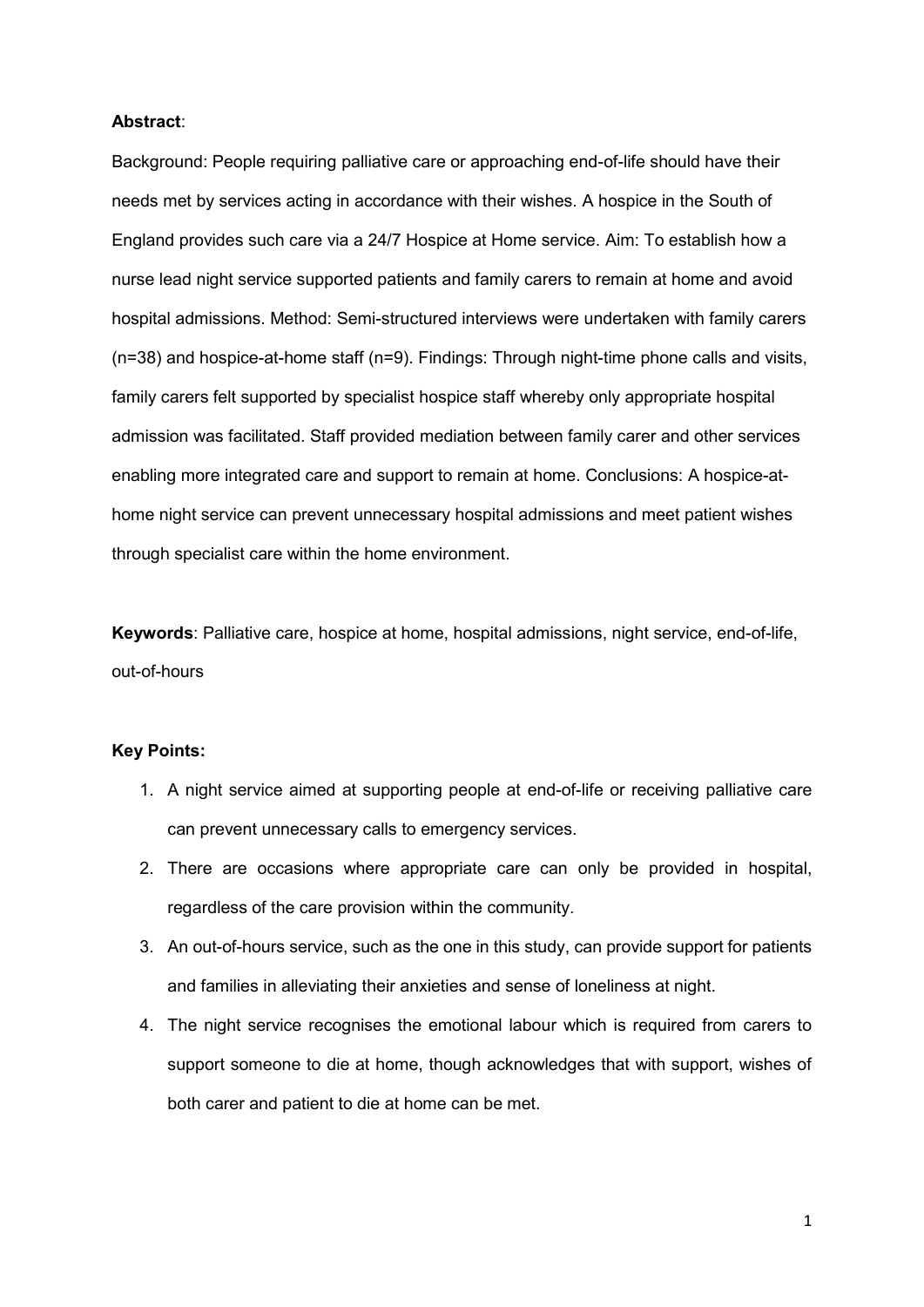**Abstract**:

Background: People requiring palliative care or approaching end-of-life should have their needs met by services acting in accordance with their wishes. A hospice in the South of England provides such care via a 24/7 Hospice at Home service. Aim: To establish how a nurse lead night service supported patients and family carers to remain at home and avoid hospital admissions. Method: Semi-structured interviews were undertaken with family carers (n=38) and hospice-at-home staff (n=9). Findings: Through night-time phone calls and visits, family carers felt supported by specialist hospice staff whereby only appropriate hospital admission was facilitated. Staff provided mediation between family carer and other services enabling more integrated care and support to remain at home. Conclusions: A hospice-at-home night service can prevent unnecessary hospital admissions and meet patient wishes through specialist care within the home environment.

**Keywords**: Palliative care, hospice at home, hospital admissions, night service, end-of-life, out-of-hours

**Key Points:**

1. A night service aimed at supporting people at end-of-life or receiving palliative care can prevent unnecessary calls to emergency services.
2. There are occasions where appropriate care can only be provided in hospital, regardless of the care provision within the community.
3. An out-of-hours service, such as the one in this study, can provide support for patients and families in alleviating their anxieties and sense of loneliness at night.
4. The night service recognises the emotional labour which is required from carers to support someone to die at home, though acknowledges that with support, wishes of both carer and patient to die at home can be met.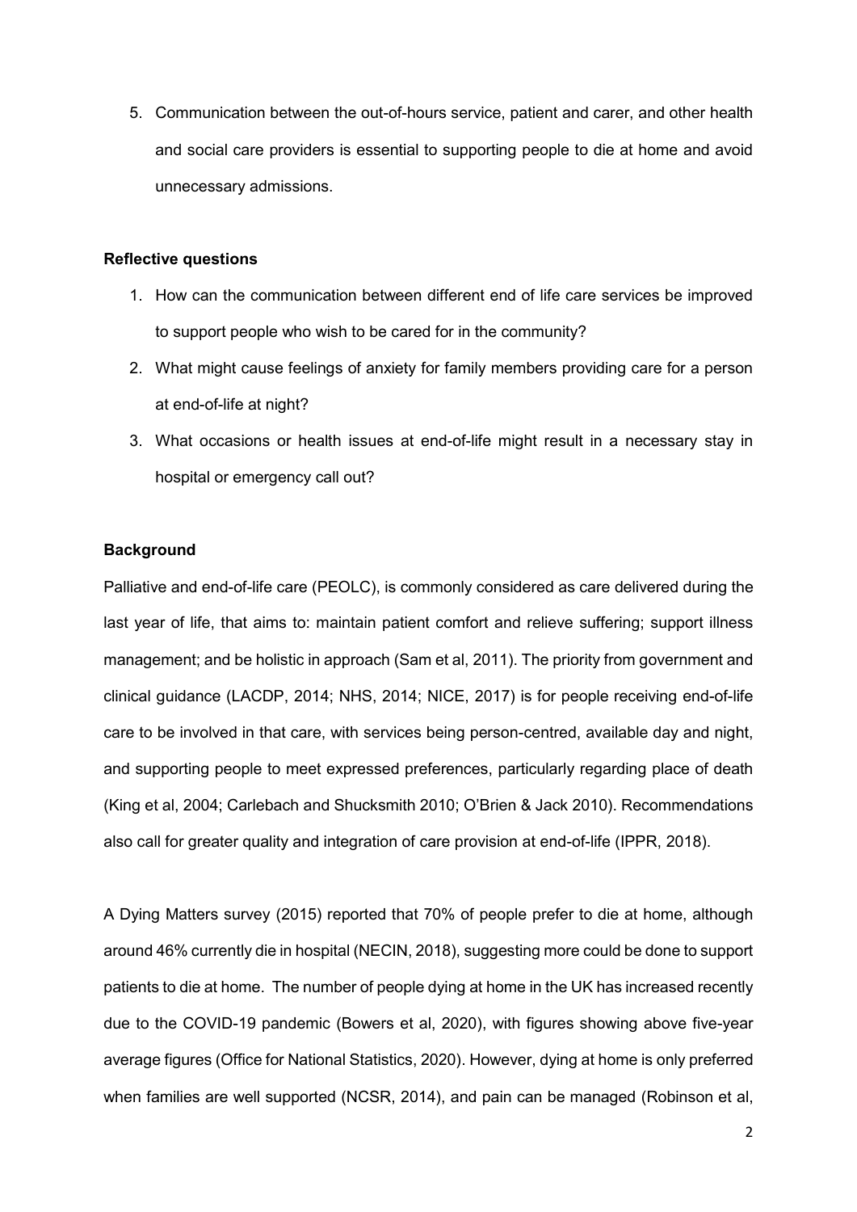5. Communication between the out-of-hours service, patient and carer, and other health and social care providers is essential to supporting people to die at home and avoid unnecessary admissions.

**Reflective questions**

1. How can the communication between different end of life care services be improved to support people who wish to be cared for in the community?
2. What might cause feelings of anxiety for family members providing care for a person at end-of-life at night?
3. What occasions or health issues at end-of-life might result in a necessary stay in hospital or emergency call out?

**Background**

Palliative and end-of-life care (PEOLC), is commonly considered as care delivered during the last year of life, that aims to: maintain patient comfort and relieve suffering; support illness management; and be holistic in approach (Sam et al, 2011). The priority from government and clinical guidance (LACDP, 2014; NHS, 2014; NICE, 2017) is for people receiving end-of-life care to be involved in that care, with services being person-centred, available day and night, and supporting people to meet expressed preferences, particularly regarding place of death (King et al, 2004; Carlebach and Shucksmith 2010; O'Brien & Jack 2010). Recommendations also call for greater quality and integration of care provision at end-of-life (IPPR, 2018).

A Dying Matters survey (2015) reported that 70% of people prefer to die at home, although around 46% currently die in hospital (NECIN, 2018), suggesting more could be done to support patients to die at home. The number of people dying at home in the UK has increased recently due to the COVID-19 pandemic (Bowers et al, 2020), with figures showing above five-year average figures (Office for National Statistics, 2020). However, dying at home is only preferred when families are well supported (NCSR, 2014), and pain can be managed (Robinson et al,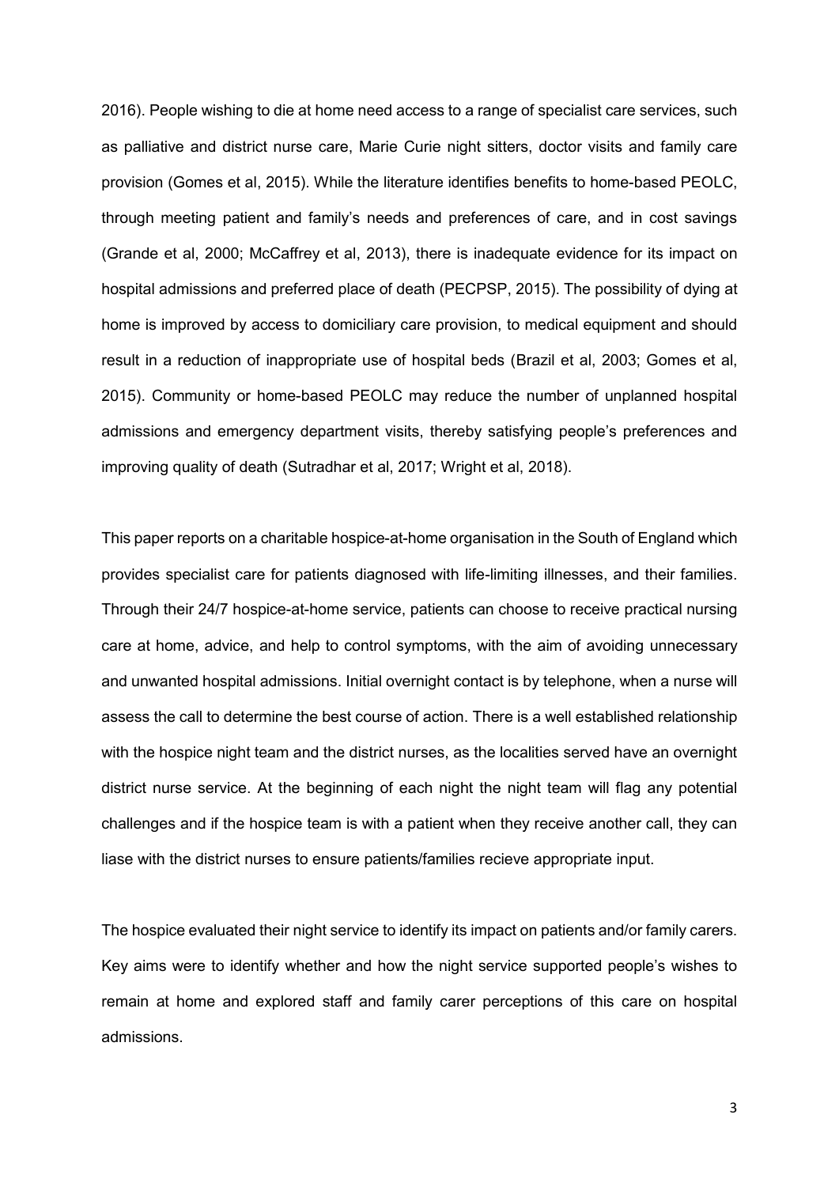2016). People wishing to die at home need access to a range of specialist care services, such as palliative and district nurse care, Marie Curie night sitters, doctor visits and family care provision (Gomes et al, 2015). While the literature identifies benefits to home-based PEOLC, through meeting patient and family's needs and preferences of care, and in cost savings (Grande et al, 2000; McCaffrey et al, 2013), there is inadequate evidence for its impact on hospital admissions and preferred place of death (PECPSP, 2015). The possibility of dying at home is improved by access to domiciliary care provision, to medical equipment and should result in a reduction of inappropriate use of hospital beds (Brazil et al, 2003; Gomes et al, 2015). Community or home-based PEOLC may reduce the number of unplanned hospital admissions and emergency department visits, thereby satisfying people's preferences and improving quality of death (Sutradhar et al, 2017; Wright et al, 2018).

This paper reports on a charitable hospice-at-home organisation in the South of England which provides specialist care for patients diagnosed with life-limiting illnesses, and their families. Through their 24/7 hospice-at-home service, patients can choose to receive practical nursing care at home, advice, and help to control symptoms, with the aim of avoiding unnecessary and unwanted hospital admissions. Initial overnight contact is by telephone, when a nurse will assess the call to determine the best course of action. There is a well established relationship with the hospice night team and the district nurses, as the localities served have an overnight district nurse service. At the beginning of each night the night team will flag any potential challenges and if the hospice team is with a patient when they receive another call, they can liase with the district nurses to ensure patients/families recieve appropriate input.

The hospice evaluated their night service to identify its impact on patients and/or family carers. Key aims were to identify whether and how the night service supported people's wishes to remain at home and explored staff and family carer perceptions of this care on hospital admissions.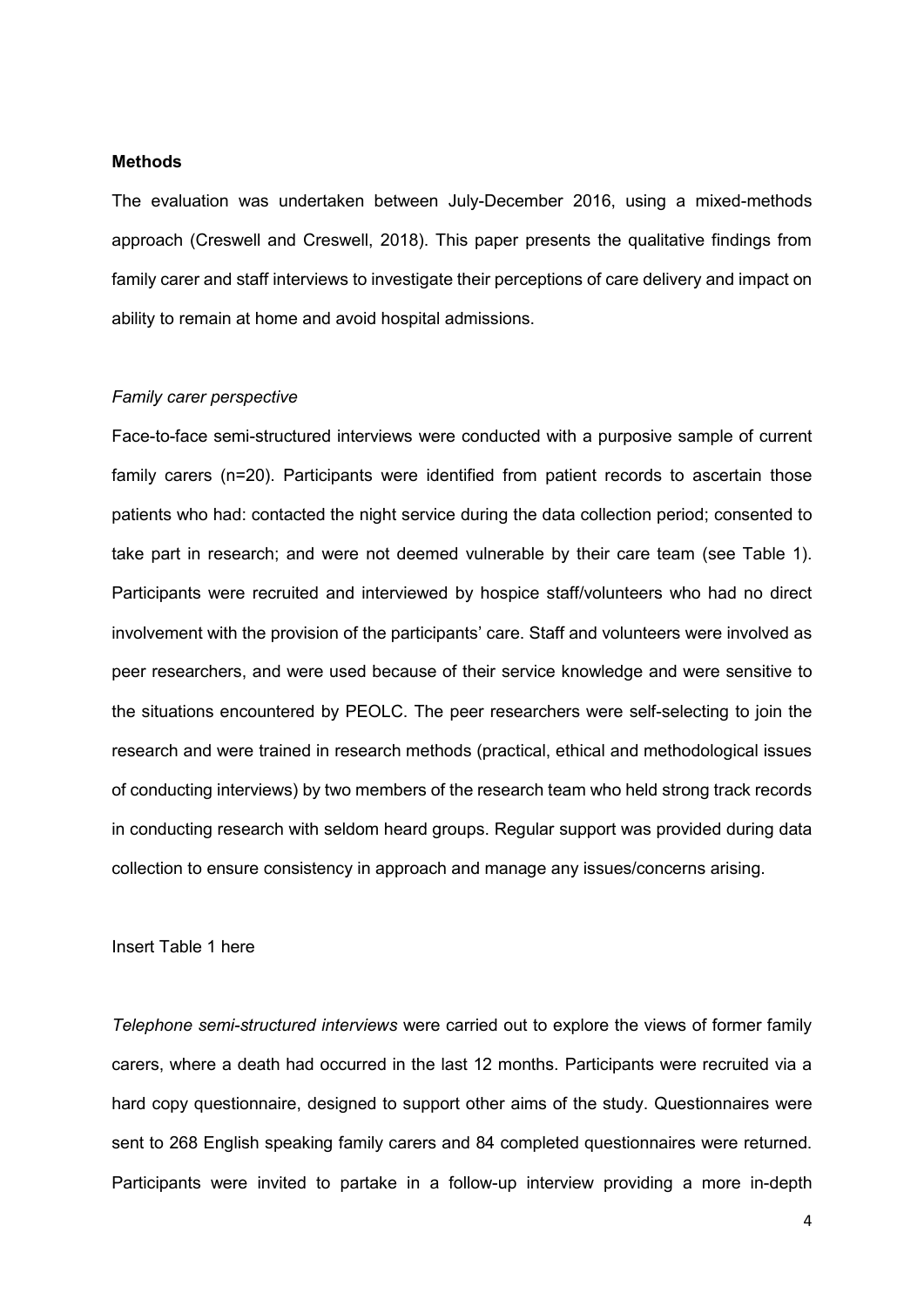**Methods**

The evaluation was undertaken between July-December 2016, using a mixed-methods approach (Creswell and Creswell, 2018). This paper presents the qualitative findings from family carer and staff interviews to investigate their perceptions of care delivery and impact on ability to remain at home and avoid hospital admissions.

*Family carer perspective*

Face-to-face semi-structured interviews were conducted with a purposive sample of current family carers (n=20). Participants were identified from patient records to ascertain those patients who had: contacted the night service during the data collection period; consented to take part in research; and were not deemed vulnerable by their care team (see Table 1). Participants were recruited and interviewed by hospice staff/volunteers who had no direct involvement with the provision of the participants' care. Staff and volunteers were involved as peer researchers, and were used because of their service knowledge and were sensitive to the situations encountered by PEOLC. The peer researchers were self-selecting to join the research and were trained in research methods (practical, ethical and methodological issues of conducting interviews) by two members of the research team who held strong track records in conducting research with seldom heard groups. Regular support was provided during data collection to ensure consistency in approach and manage any issues/concerns arising.

Insert Table 1 here

*Telephone semi-structured interviews* were carried out to explore the views of former family carers, where a death had occurred in the last 12 months. Participants were recruited via a hard copy questionnaire, designed to support other aims of the study. Questionnaires were sent to 268 English speaking family carers and 84 completed questionnaires were returned. Participants were invited to partake in a follow-up interview providing a more in-depth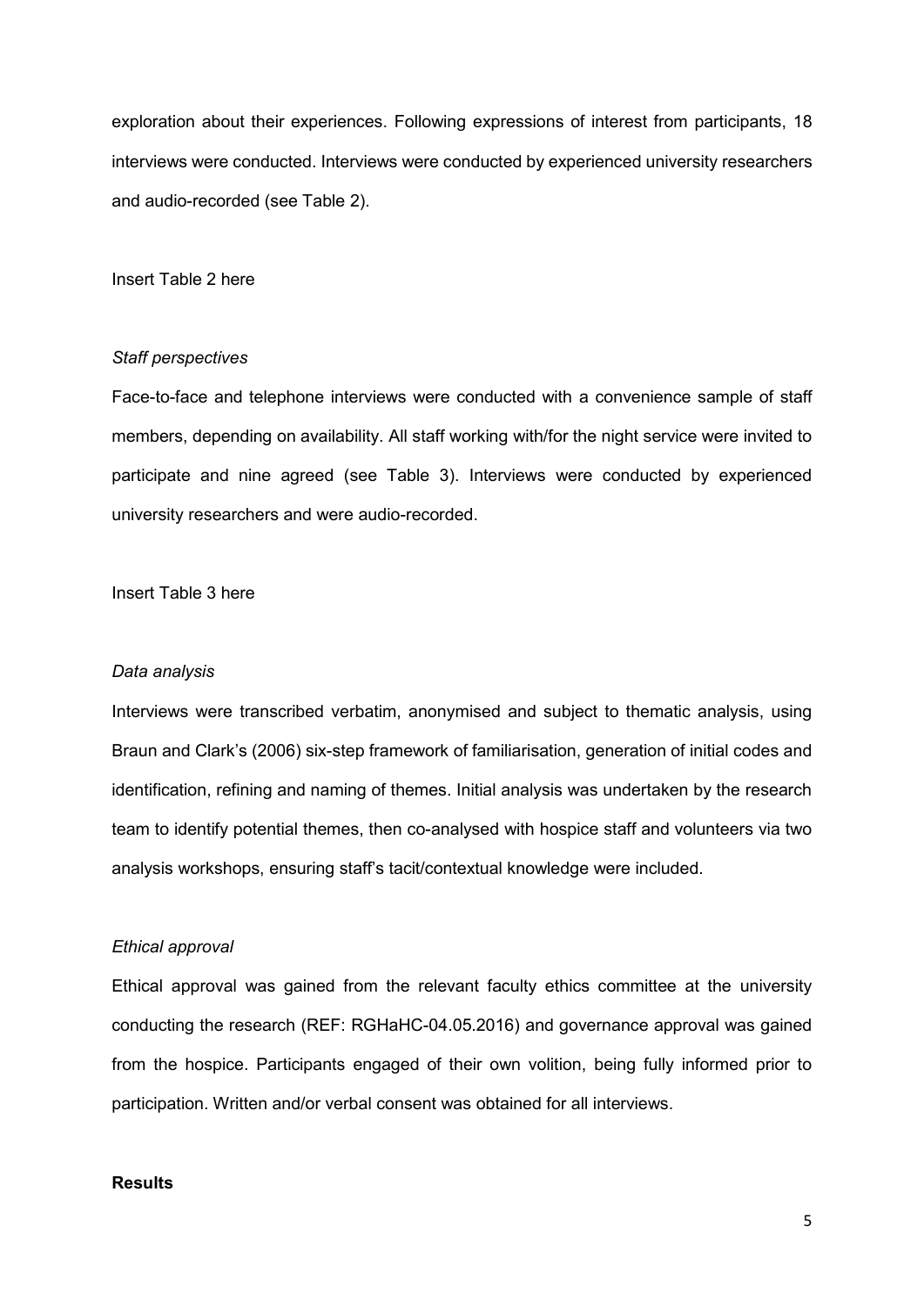exploration about their experiences. Following expressions of interest from participants, 18 interviews were conducted. Interviews were conducted by experienced university researchers and audio-recorded (see Table 2).

Insert Table 2 here

*Staff perspectives*

Face-to-face and telephone interviews were conducted with a convenience sample of staff members, depending on availability. All staff working with/for the night service were invited to participate and nine agreed (see Table 3). Interviews were conducted by experienced university researchers and were audio-recorded.

Insert Table 3 here

*Data analysis*

Interviews were transcribed verbatim, anonymised and subject to thematic analysis, using Braun and Clark's (2006) six-step framework of familiarisation, generation of initial codes and identification, refining and naming of themes. Initial analysis was undertaken by the research team to identify potential themes, then co-analysed with hospice staff and volunteers via two analysis workshops, ensuring staff's tacit/contextual knowledge were included.

*Ethical approval*

Ethical approval was gained from the relevant faculty ethics committee at the university conducting the research (REF: RGHaHC-04.05.2016) and governance approval was gained from the hospice. Participants engaged of their own volition, being fully informed prior to participation. Written and/or verbal consent was obtained for all interviews.

**Results**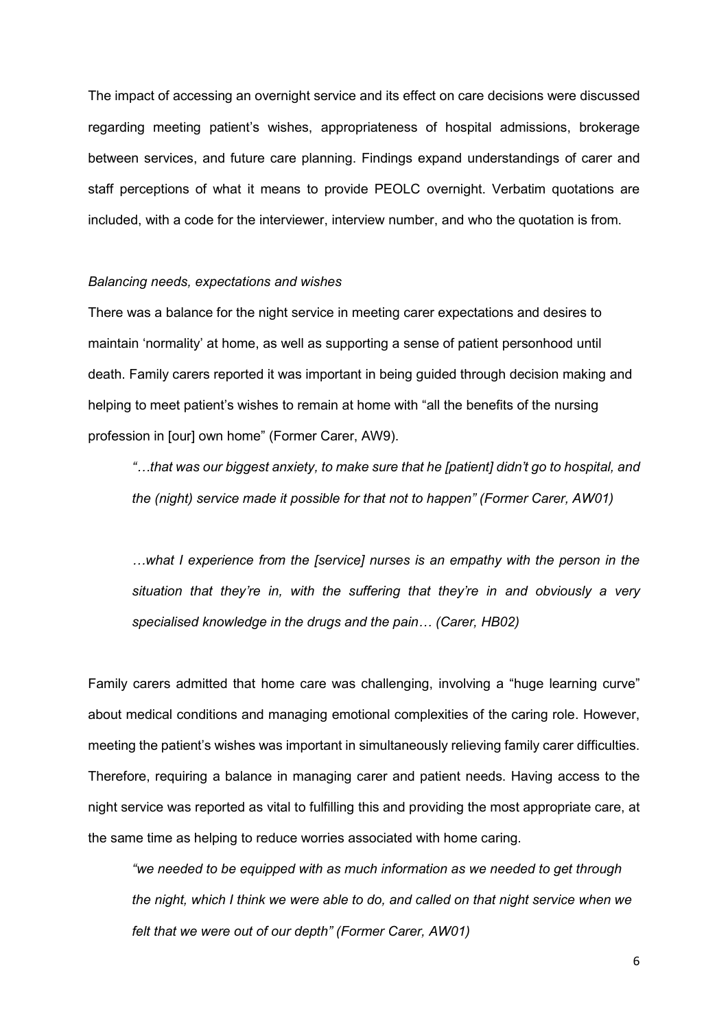The impact of accessing an overnight service and its effect on care decisions were discussed regarding meeting patient's wishes, appropriateness of hospital admissions, brokerage between services, and future care planning. Findings expand understandings of carer and staff perceptions of what it means to provide PEOLC overnight. Verbatim quotations are included, with a code for the interviewer, interview number, and who the quotation is from.

*Balancing needs, expectations and wishes*

There was a balance for the night service in meeting carer expectations and desires to maintain 'normality' at home, as well as supporting a sense of patient personhood until death. Family carers reported it was important in being guided through decision making and helping to meet patient's wishes to remain at home with "all the benefits of the nursing profession in [our] own home" (Former Carer, AW9).

> *"…that was our biggest anxiety, to make sure that he [patient] didn't go to hospital, and the (night) service made it possible for that not to happen" (Former Carer, AW01)*

> *…what I experience from the [service] nurses is an empathy with the person in the situation that they're in, with the suffering that they're in and obviously a very specialised knowledge in the drugs and the pain… (Carer, HB02)*

Family carers admitted that home care was challenging, involving a "huge learning curve" about medical conditions and managing emotional complexities of the caring role. However, meeting the patient's wishes was important in simultaneously relieving family carer difficulties. Therefore, requiring a balance in managing carer and patient needs. Having access to the night service was reported as vital to fulfilling this and providing the most appropriate care, at the same time as helping to reduce worries associated with home caring.

> *"we needed to be equipped with as much information as we needed to get through the night, which I think we were able to do, and called on that night service when we felt that we were out of our depth" (Former Carer, AW01)*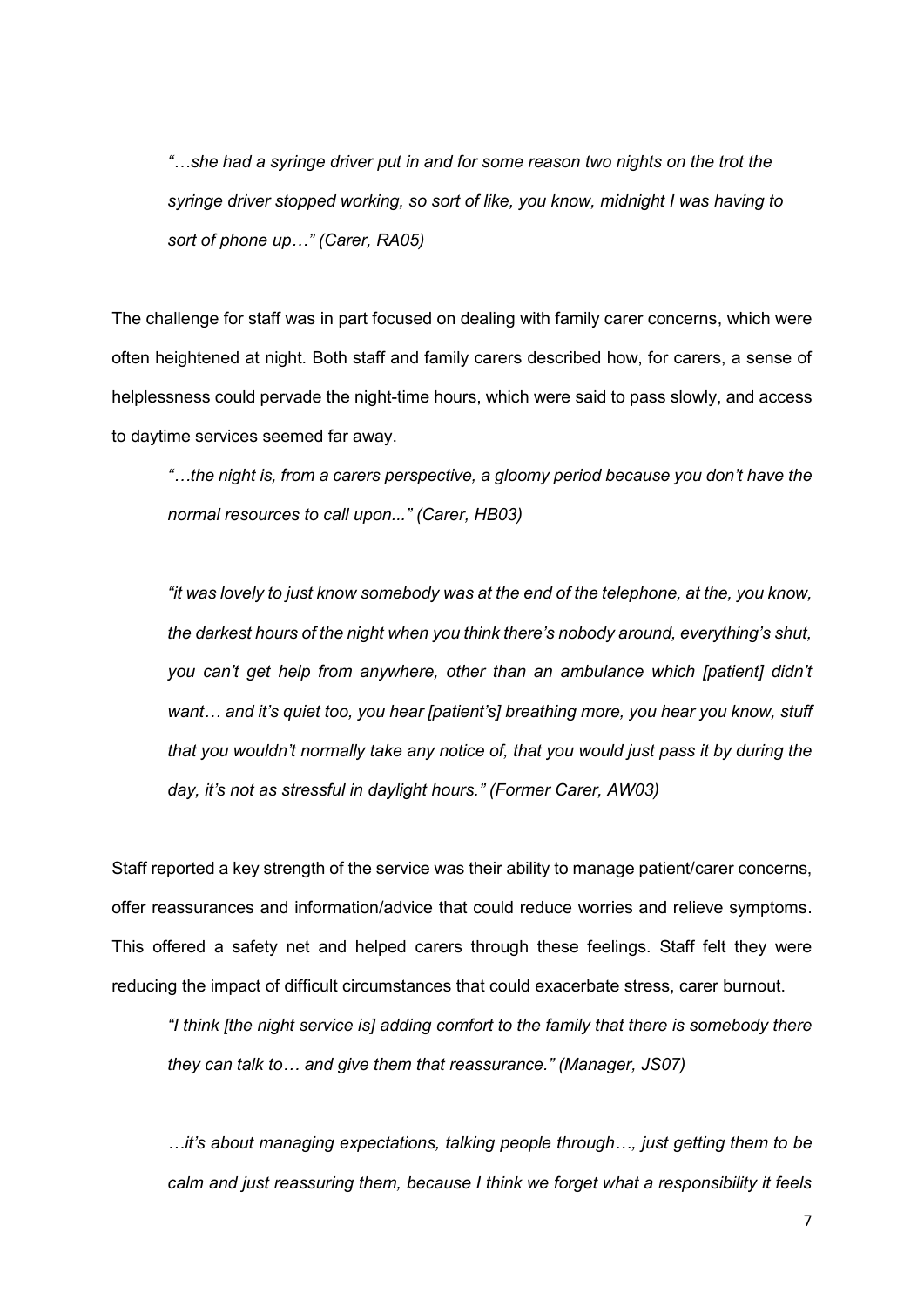*"…she had a syringe driver put in and for some reason two nights on the trot the syringe driver stopped working, so sort of like, you know, midnight I was having to sort of phone up…" (Carer, RA05)*

The challenge for staff was in part focused on dealing with family carer concerns, which were often heightened at night. Both staff and family carers described how, for carers, a sense of helplessness could pervade the night-time hours, which were said to pass slowly, and access to daytime services seemed far away.

*"…the night is, from a carers perspective, a gloomy period because you don't have the normal resources to call upon..." (Carer, HB03)*

*"it was lovely to just know somebody was at the end of the telephone, at the, you know, the darkest hours of the night when you think there's nobody around, everything's shut, you can't get help from anywhere, other than an ambulance which [patient] didn't want… and it's quiet too, you hear [patient's] breathing more, you hear you know, stuff that you wouldn't normally take any notice of, that you would just pass it by during the day, it's not as stressful in daylight hours." (Former Carer, AW03)*

Staff reported a key strength of the service was their ability to manage patient/carer concerns, offer reassurances and information/advice that could reduce worries and relieve symptoms. This offered a safety net and helped carers through these feelings. Staff felt they were reducing the impact of difficult circumstances that could exacerbate stress, carer burnout.

*"I think [the night service is] adding comfort to the family that there is somebody there they can talk to… and give them that reassurance." (Manager, JS07)*

*…it's about managing expectations, talking people through…, just getting them to be calm and just reassuring them, because I think we forget what a responsibility it feels*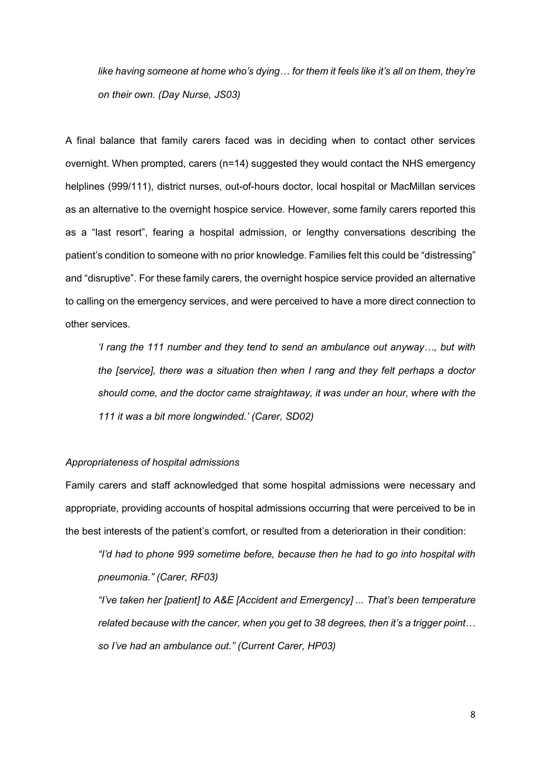*like having someone at home who's dying… for them it feels like it's all on them, they're on their own. (Day Nurse, JS03)*

A final balance that family carers faced was in deciding when to contact other services overnight. When prompted, carers (n=14) suggested they would contact the NHS emergency helplines (999/111), district nurses, out-of-hours doctor, local hospital or MacMillan services as an alternative to the overnight hospice service. However, some family carers reported this as a "last resort", fearing a hospital admission, or lengthy conversations describing the patient's condition to someone with no prior knowledge. Families felt this could be "distressing" and "disruptive". For these family carers, the overnight hospice service provided an alternative to calling on the emergency services, and were perceived to have a more direct connection to other services.

> *'I rang the 111 number and they tend to send an ambulance out anyway…, but with the [service], there was a situation then when I rang and they felt perhaps a doctor should come, and the doctor came straightaway, it was under an hour, where with the 111 it was a bit more longwinded.' (Carer, SD02)*

*Appropriateness of hospital admissions*

Family carers and staff acknowledged that some hospital admissions were necessary and appropriate, providing accounts of hospital admissions occurring that were perceived to be in the best interests of the patient's comfort, or resulted from a deterioration in their condition:

> *"I'd had to phone 999 sometime before, because then he had to go into hospital with pneumonia." (Carer, RF03)*
>
> *"I've taken her [patient] to A&E [Accident and Emergency] ... That's been temperature related because with the cancer, when you get to 38 degrees, then it's a trigger point… so I've had an ambulance out." (Current Carer, HP03)*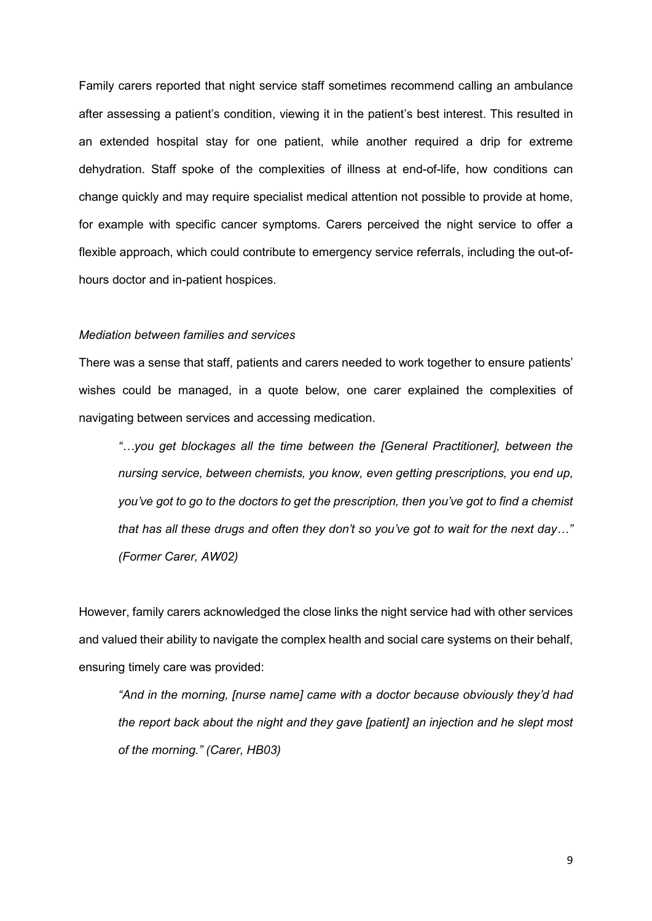Family carers reported that night service staff sometimes recommend calling an ambulance after assessing a patient's condition, viewing it in the patient's best interest. This resulted in an extended hospital stay for one patient, while another required a drip for extreme dehydration. Staff spoke of the complexities of illness at end-of-life, how conditions can change quickly and may require specialist medical attention not possible to provide at home, for example with specific cancer symptoms. Carers perceived the night service to offer a flexible approach, which could contribute to emergency service referrals, including the out-of-hours doctor and in-patient hospices.

*Mediation between families and services*

There was a sense that staff, patients and carers needed to work together to ensure patients' wishes could be managed, in a quote below, one carer explained the complexities of navigating between services and accessing medication.

> *"…you get blockages all the time between the [General Practitioner], between the nursing service, between chemists, you know, even getting prescriptions, you end up, you've got to go to the doctors to get the prescription, then you've got to find a chemist that has all these drugs and often they don't so you've got to wait for the next day…" (Former Carer, AW02)*

However, family carers acknowledged the close links the night service had with other services and valued their ability to navigate the complex health and social care systems on their behalf, ensuring timely care was provided:

> *"And in the morning, [nurse name] came with a doctor because obviously they'd had the report back about the night and they gave [patient] an injection and he slept most of the morning." (Carer, HB03)*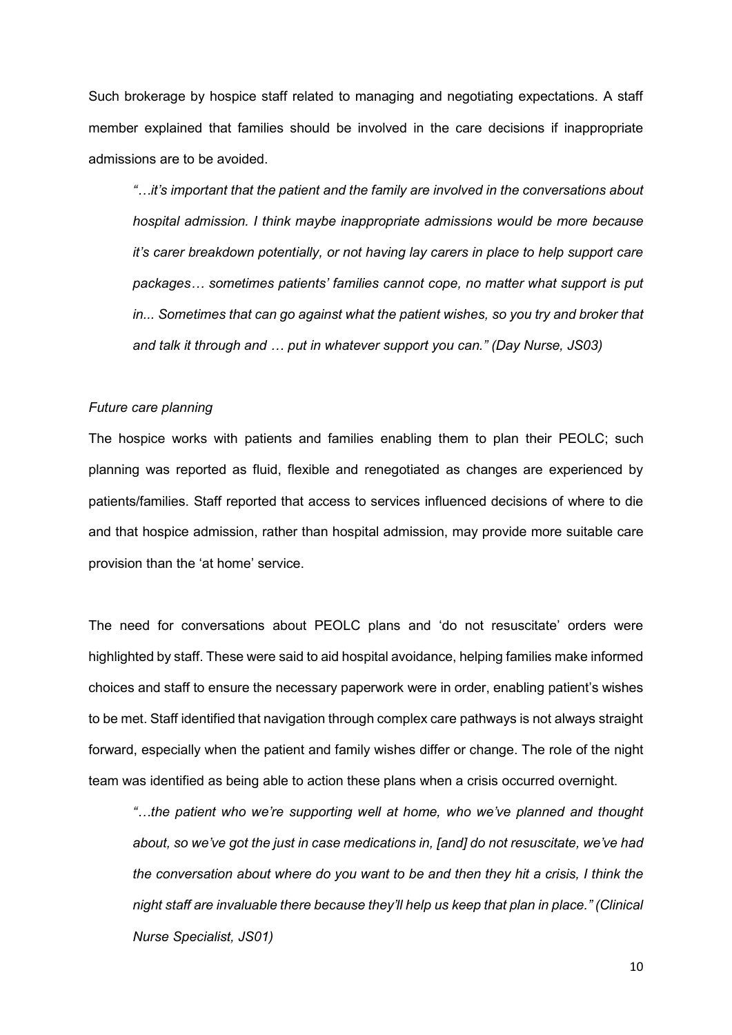Such brokerage by hospice staff related to managing and negotiating expectations. A staff member explained that families should be involved in the care decisions if inappropriate admissions are to be avoided.

> *"…it's important that the patient and the family are involved in the conversations about hospital admission. I think maybe inappropriate admissions would be more because it's carer breakdown potentially, or not having lay carers in place to help support care packages… sometimes patients' families cannot cope, no matter what support is put in... Sometimes that can go against what the patient wishes, so you try and broker that and talk it through and … put in whatever support you can." (Day Nurse, JS03)*

*Future care planning*

The hospice works with patients and families enabling them to plan their PEOLC; such planning was reported as fluid, flexible and renegotiated as changes are experienced by patients/families. Staff reported that access to services influenced decisions of where to die and that hospice admission, rather than hospital admission, may provide more suitable care provision than the 'at home' service.

The need for conversations about PEOLC plans and 'do not resuscitate' orders were highlighted by staff. These were said to aid hospital avoidance, helping families make informed choices and staff to ensure the necessary paperwork were in order, enabling patient's wishes to be met. Staff identified that navigation through complex care pathways is not always straight forward, especially when the patient and family wishes differ or change. The role of the night team was identified as being able to action these plans when a crisis occurred overnight.

> *"…the patient who we're supporting well at home, who we've planned and thought about, so we've got the just in case medications in, [and] do not resuscitate, we've had the conversation about where do you want to be and then they hit a crisis, I think the night staff are invaluable there because they'll help us keep that plan in place." (Clinical Nurse Specialist, JS01)*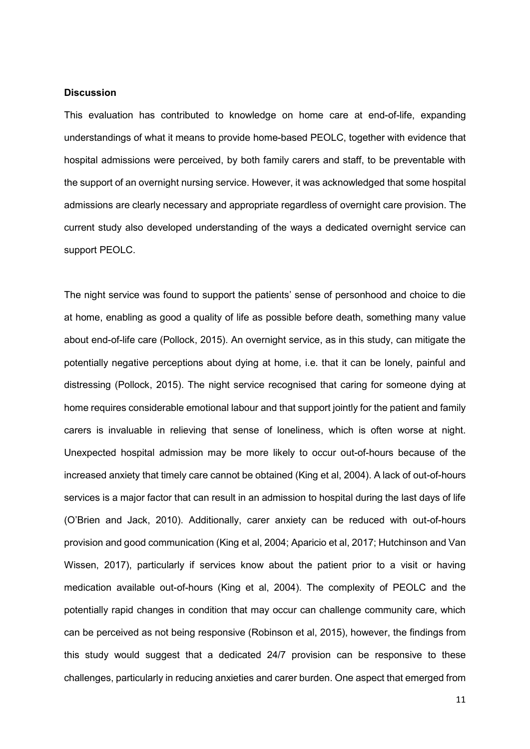**Discussion**

This evaluation has contributed to knowledge on home care at end-of-life, expanding understandings of what it means to provide home-based PEOLC, together with evidence that hospital admissions were perceived, by both family carers and staff, to be preventable with the support of an overnight nursing service. However, it was acknowledged that some hospital admissions are clearly necessary and appropriate regardless of overnight care provision. The current study also developed understanding of the ways a dedicated overnight service can support PEOLC.

The night service was found to support the patients' sense of personhood and choice to die at home, enabling as good a quality of life as possible before death, something many value about end-of-life care (Pollock, 2015). An overnight service, as in this study, can mitigate the potentially negative perceptions about dying at home, i.e. that it can be lonely, painful and distressing (Pollock, 2015). The night service recognised that caring for someone dying at home requires considerable emotional labour and that support jointly for the patient and family carers is invaluable in relieving that sense of loneliness, which is often worse at night. Unexpected hospital admission may be more likely to occur out-of-hours because of the increased anxiety that timely care cannot be obtained (King et al, 2004). A lack of out-of-hours services is a major factor that can result in an admission to hospital during the last days of life (O'Brien and Jack, 2010). Additionally, carer anxiety can be reduced with out-of-hours provision and good communication (King et al, 2004; Aparicio et al, 2017; Hutchinson and Van Wissen, 2017), particularly if services know about the patient prior to a visit or having medication available out-of-hours (King et al, 2004). The complexity of PEOLC and the potentially rapid changes in condition that may occur can challenge community care, which can be perceived as not being responsive (Robinson et al, 2015), however, the findings from this study would suggest that a dedicated 24/7 provision can be responsive to these challenges, particularly in reducing anxieties and carer burden. One aspect that emerged from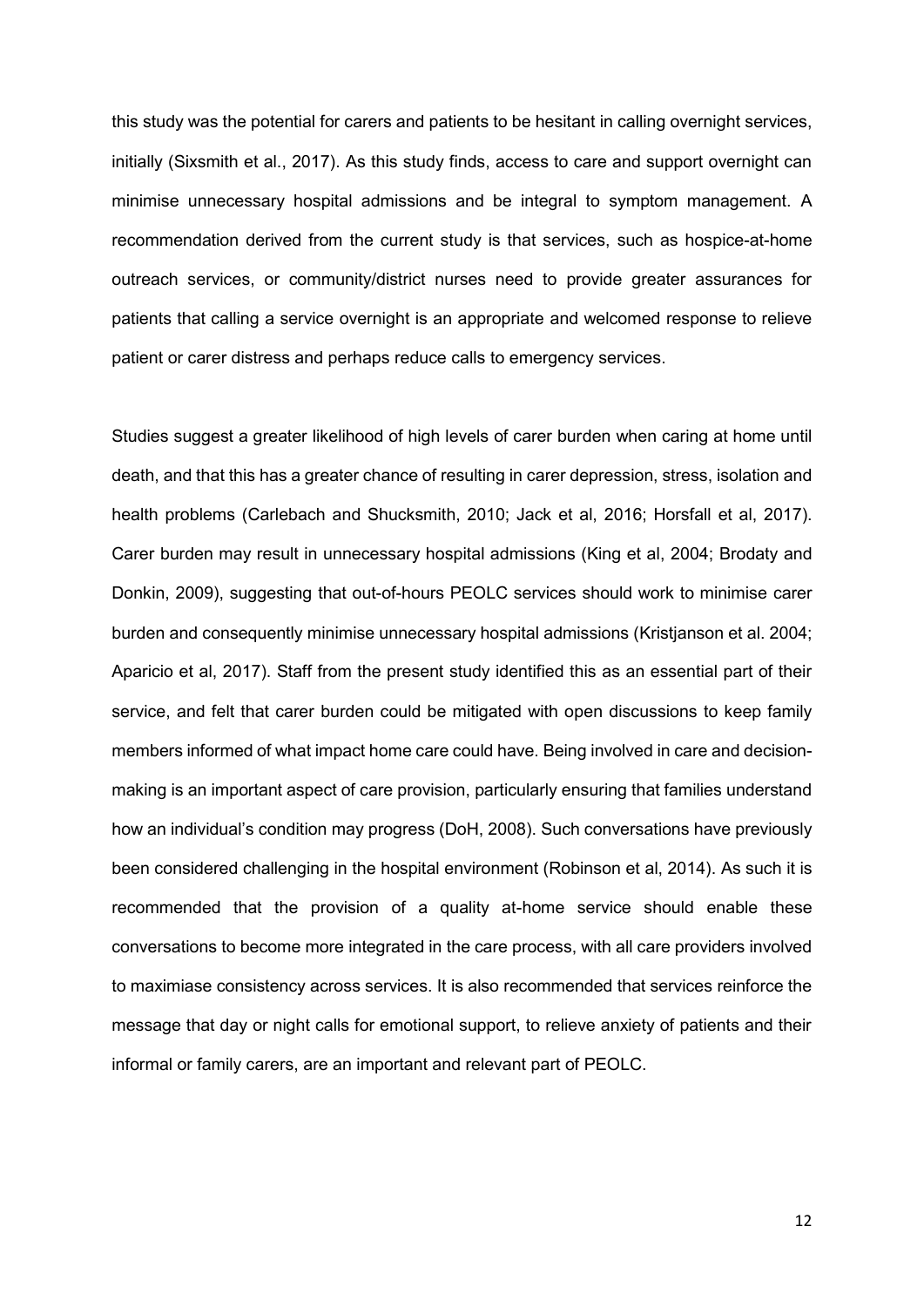this study was the potential for carers and patients to be hesitant in calling overnight services, initially (Sixsmith et al., 2017). As this study finds, access to care and support overnight can minimise unnecessary hospital admissions and be integral to symptom management. A recommendation derived from the current study is that services, such as hospice-at-home outreach services, or community/district nurses need to provide greater assurances for patients that calling a service overnight is an appropriate and welcomed response to relieve patient or carer distress and perhaps reduce calls to emergency services.

Studies suggest a greater likelihood of high levels of carer burden when caring at home until death, and that this has a greater chance of resulting in carer depression, stress, isolation and health problems (Carlebach and Shucksmith, 2010; Jack et al, 2016; Horsfall et al, 2017). Carer burden may result in unnecessary hospital admissions (King et al, 2004; Brodaty and Donkin, 2009), suggesting that out-of-hours PEOLC services should work to minimise carer burden and consequently minimise unnecessary hospital admissions (Kristjanson et al. 2004; Aparicio et al, 2017). Staff from the present study identified this as an essential part of their service, and felt that carer burden could be mitigated with open discussions to keep family members informed of what impact home care could have. Being involved in care and decision-making is an important aspect of care provision, particularly ensuring that families understand how an individual's condition may progress (DoH, 2008). Such conversations have previously been considered challenging in the hospital environment (Robinson et al, 2014). As such it is recommended that the provision of a quality at-home service should enable these conversations to become more integrated in the care process, with all care providers involved to maximiase consistency across services. It is also recommended that services reinforce the message that day or night calls for emotional support, to relieve anxiety of patients and their informal or family carers, are an important and relevant part of PEOLC.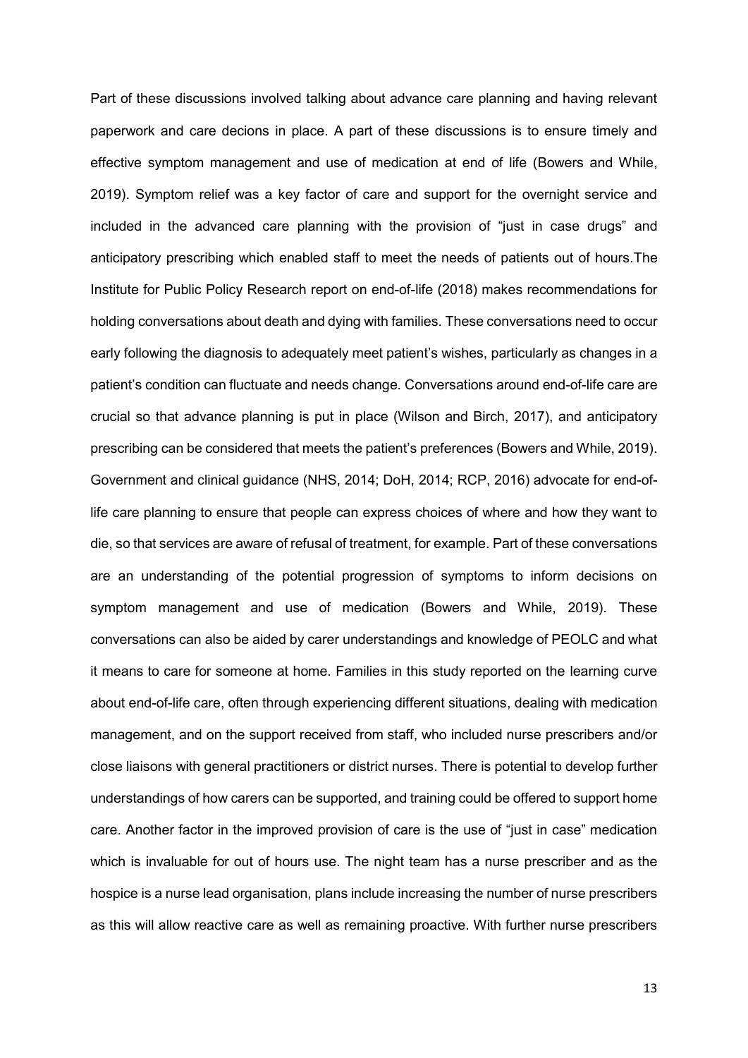Part of these discussions involved talking about advance care planning and having relevant paperwork and care decions in place. A part of these discussions is to ensure timely and effective symptom management and use of medication at end of life (Bowers and While, 2019). Symptom relief was a key factor of care and support for the overnight service and included in the advanced care planning with the provision of "just in case drugs" and anticipatory prescribing which enabled staff to meet the needs of patients out of hours.The Institute for Public Policy Research report on end-of-life (2018) makes recommendations for holding conversations about death and dying with families. These conversations need to occur early following the diagnosis to adequately meet patient's wishes, particularly as changes in a patient's condition can fluctuate and needs change. Conversations around end-of-life care are crucial so that advance planning is put in place (Wilson and Birch, 2017), and anticipatory prescribing can be considered that meets the patient's preferences (Bowers and While, 2019). Government and clinical guidance (NHS, 2014; DoH, 2014; RCP, 2016) advocate for end-of-life care planning to ensure that people can express choices of where and how they want to die, so that services are aware of refusal of treatment, for example. Part of these conversations are an understanding of the potential progression of symptoms to inform decisions on symptom management and use of medication (Bowers and While, 2019). These conversations can also be aided by carer understandings and knowledge of PEOLC and what it means to care for someone at home. Families in this study reported on the learning curve about end-of-life care, often through experiencing different situations, dealing with medication management, and on the support received from staff, who included nurse prescribers and/or close liaisons with general practitioners or district nurses. There is potential to develop further understandings of how carers can be supported, and training could be offered to support home care. Another factor in the improved provision of care is the use of "just in case" medication which is invaluable for out of hours use. The night team has a nurse prescriber and as the hospice is a nurse lead organisation, plans include increasing the number of nurse prescribers as this will allow reactive care as well as remaining proactive. With further nurse prescribers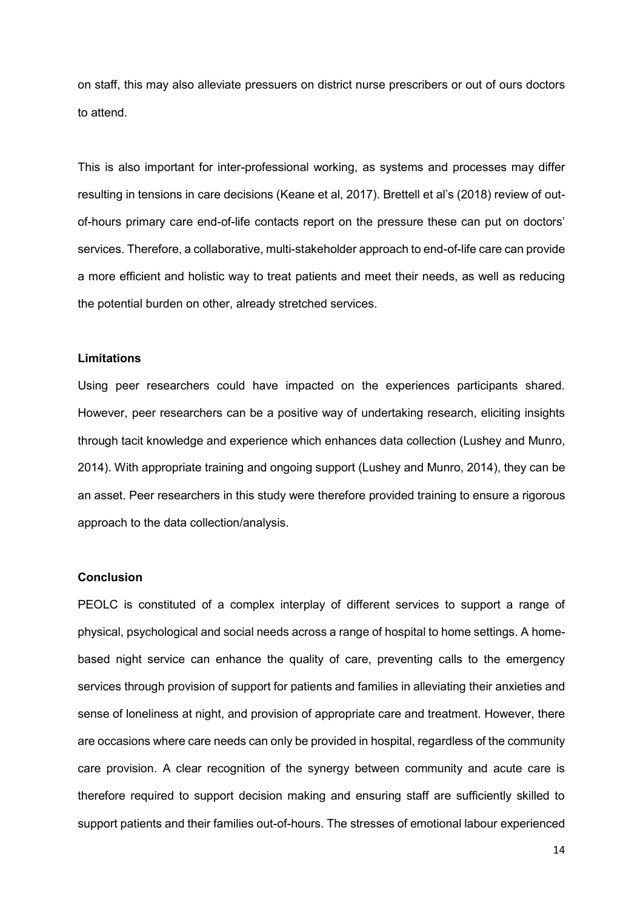on staff, this may also alleviate pressuers on district nurse prescribers or out of ours doctors to attend.

This is also important for inter-professional working, as systems and processes may differ resulting in tensions in care decisions (Keane et al, 2017). Brettell et al's (2018) review of out-of-hours primary care end-of-life contacts report on the pressure these can put on doctors' services. Therefore, a collaborative, multi-stakeholder approach to end-of-life care can provide a more efficient and holistic way to treat patients and meet their needs, as well as reducing the potential burden on other, already stretched services.

**Limitations**

Using peer researchers could have impacted on the experiences participants shared. However, peer researchers can be a positive way of undertaking research, eliciting insights through tacit knowledge and experience which enhances data collection (Lushey and Munro, 2014). With appropriate training and ongoing support (Lushey and Munro, 2014), they can be an asset. Peer researchers in this study were therefore provided training to ensure a rigorous approach to the data collection/analysis.

**Conclusion**

PEOLC is constituted of a complex interplay of different services to support a range of physical, psychological and social needs across a range of hospital to home settings. A home-based night service can enhance the quality of care, preventing calls to the emergency services through provision of support for patients and families in alleviating their anxieties and sense of loneliness at night, and provision of appropriate care and treatment. However, there are occasions where care needs can only be provided in hospital, regardless of the community care provision. A clear recognition of the synergy between community and acute care is therefore required to support decision making and ensuring staff are sufficiently skilled to support patients and their families out-of-hours. The stresses of emotional labour experienced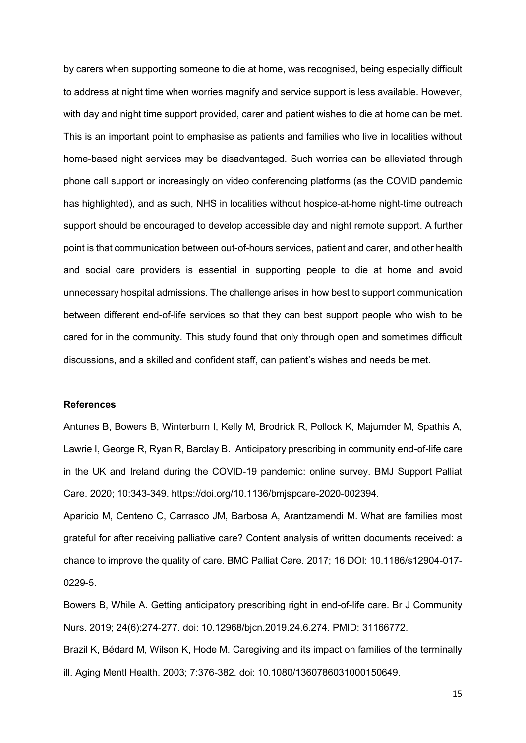by carers when supporting someone to die at home, was recognised, being especially difficult to address at night time when worries magnify and service support is less available. However, with day and night time support provided, carer and patient wishes to die at home can be met. This is an important point to emphasise as patients and families who live in localities without home-based night services may be disadvantaged. Such worries can be alleviated through phone call support or increasingly on video conferencing platforms (as the COVID pandemic has highlighted), and as such, NHS in localities without hospice-at-home night-time outreach support should be encouraged to develop accessible day and night remote support. A further point is that communication between out-of-hours services, patient and carer, and other health and social care providers is essential in supporting people to die at home and avoid unnecessary hospital admissions. The challenge arises in how best to support communication between different end-of-life services so that they can best support people who wish to be cared for in the community. This study found that only through open and sometimes difficult discussions, and a skilled and confident staff, can patient's wishes and needs be met.

**References**

Antunes B, Bowers B, Winterburn I, Kelly M, Brodrick R, Pollock K, Majumder M, Spathis A, Lawrie I, George R, Ryan R, Barclay B. Anticipatory prescribing in community end-of-life care in the UK and Ireland during the COVID-19 pandemic: online survey. BMJ Support Palliat Care. 2020; 10:343-349. https://doi.org/10.1136/bmjspcare-2020-002394.

Aparicio M, Centeno C, Carrasco JM, Barbosa A, Arantzamendi M. What are families most grateful for after receiving palliative care? Content analysis of written documents received: a chance to improve the quality of care. BMC Palliat Care. 2017; 16 DOI: 10.1186/s12904-017-0229-5.

Bowers B, While A. Getting anticipatory prescribing right in end-of-life care. Br J Community Nurs. 2019; 24(6):274-277. doi: 10.12968/bjcn.2019.24.6.274. PMID: 31166772.

Brazil K, Bédard M, Wilson K, Hode M. Caregiving and its impact on families of the terminally ill. Aging Mentl Health. 2003; 7:376-382. doi: 10.1080/1360786031000150649.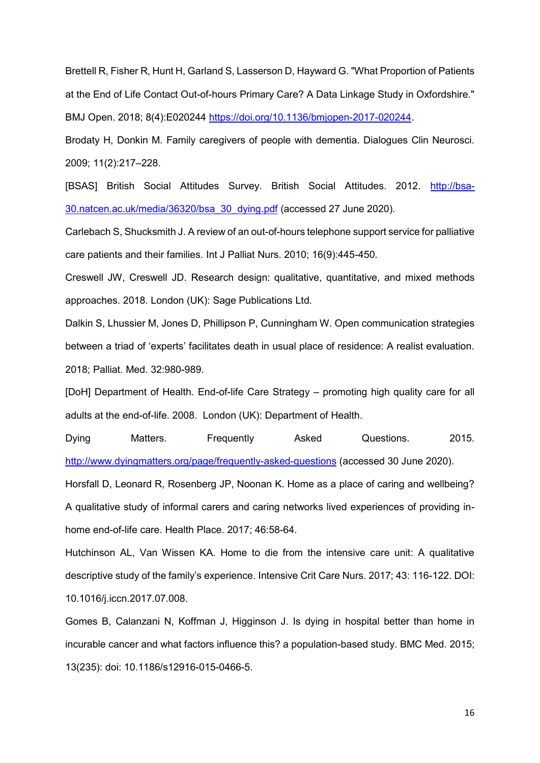Brettell R, Fisher R, Hunt H, Garland S, Lasserson D, Hayward G. "What Proportion of Patients at the End of Life Contact Out-of-hours Primary Care? A Data Linkage Study in Oxfordshire." BMJ Open. 2018; 8(4):E020244 https://doi.org/10.1136/bmjopen-2017-020244.

Brodaty H, Donkin M. Family caregivers of people with dementia. Dialogues Clin Neurosci. 2009; 11(2):217–228.

[BSAS] British Social Attitudes Survey. British Social Attitudes. 2012. http://bsa-30.natcen.ac.uk/media/36320/bsa_30_dying.pdf (accessed 27 June 2020).

Carlebach S, Shucksmith J. A review of an out-of-hours telephone support service for palliative care patients and their families. Int J Palliat Nurs. 2010; 16(9):445-450.

Creswell JW, Creswell JD. Research design: qualitative, quantitative, and mixed methods approaches. 2018. London (UK): Sage Publications Ltd.

Dalkin S, Lhussier M, Jones D, Phillipson P, Cunningham W. Open communication strategies between a triad of 'experts' facilitates death in usual place of residence: A realist evaluation. 2018; Palliat. Med. 32:980-989.

[DoH] Department of Health. End-of-life Care Strategy – promoting high quality care for all adults at the end-of-life. 2008. London (UK): Department of Health.

Dying Matters. Frequently Asked Questions. 2015. http://www.dyingmatters.org/page/frequently-asked-questions (accessed 30 June 2020).

Horsfall D, Leonard R, Rosenberg JP, Noonan K. Home as a place of caring and wellbeing? A qualitative study of informal carers and caring networks lived experiences of providing in-home end-of-life care. Health Place. 2017; 46:58-64.

Hutchinson AL, Van Wissen KA. Home to die from the intensive care unit: A qualitative descriptive study of the family's experience. Intensive Crit Care Nurs. 2017; 43: 116-122. DOI: 10.1016/j.iccn.2017.07.008.

Gomes B, Calanzani N, Koffman J, Higginson J. Is dying in hospital better than home in incurable cancer and what factors influence this? a population-based study. BMC Med. 2015; 13(235): doi: 10.1186/s12916-015-0466-5.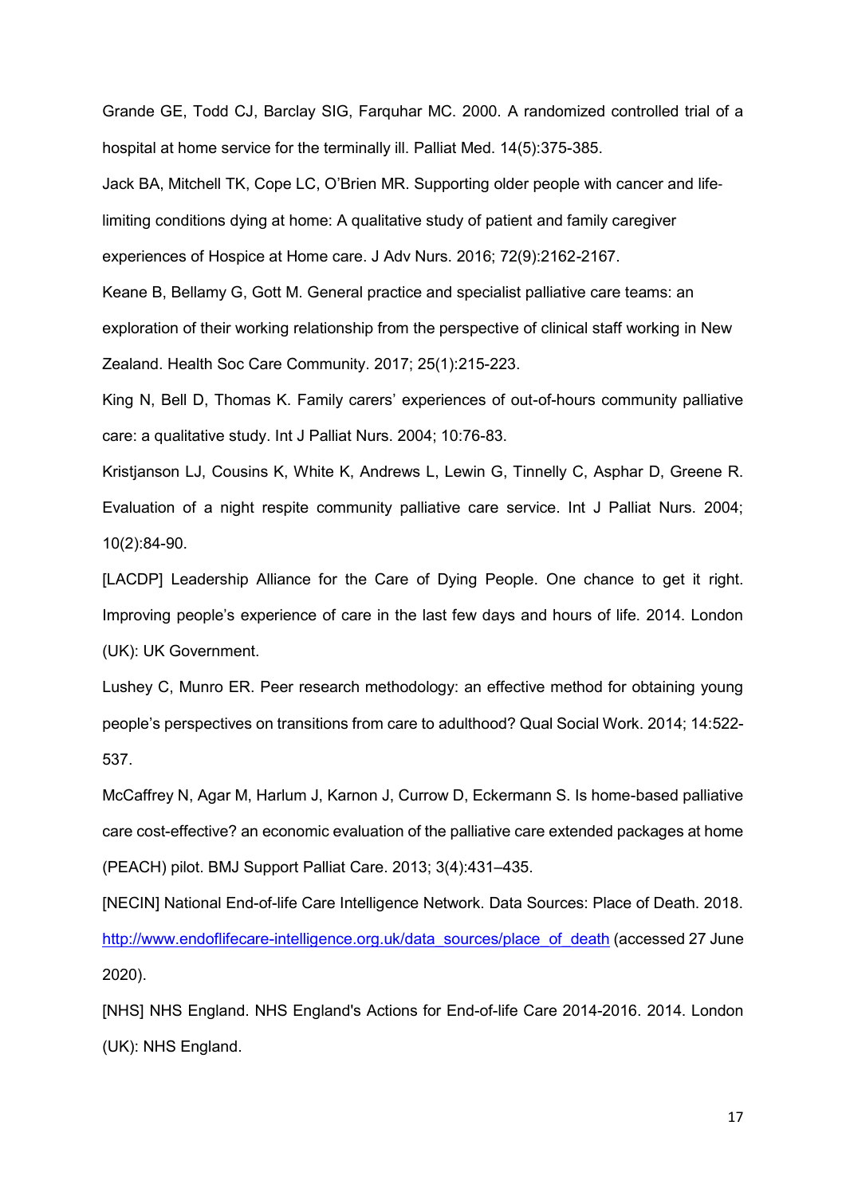Grande GE, Todd CJ, Barclay SIG, Farquhar MC. 2000. A randomized controlled trial of a hospital at home service for the terminally ill. Palliat Med. 14(5):375-385.

Jack BA, Mitchell TK, Cope LC, O'Brien MR. Supporting older people with cancer and life-limiting conditions dying at home: A qualitative study of patient and family caregiver experiences of Hospice at Home care. J Adv Nurs. 2016; 72(9):2162-2167.

Keane B, Bellamy G, Gott M. General practice and specialist palliative care teams: an exploration of their working relationship from the perspective of clinical staff working in New Zealand. Health Soc Care Community. 2017; 25(1):215-223.

King N, Bell D, Thomas K. Family carers' experiences of out-of-hours community palliative care: a qualitative study. Int J Palliat Nurs. 2004; 10:76-83.

Kristjanson LJ, Cousins K, White K, Andrews L, Lewin G, Tinnelly C, Asphar D, Greene R. Evaluation of a night respite community palliative care service. Int J Palliat Nurs. 2004; 10(2):84-90.

[LACDP] Leadership Alliance for the Care of Dying People. One chance to get it right. Improving people's experience of care in the last few days and hours of life. 2014. London (UK): UK Government.

Lushey C, Munro ER. Peer research methodology: an effective method for obtaining young people's perspectives on transitions from care to adulthood? Qual Social Work. 2014; 14:522-537.

McCaffrey N, Agar M, Harlum J, Karnon J, Currow D, Eckermann S. Is home-based palliative care cost-effective? an economic evaluation of the palliative care extended packages at home (PEACH) pilot. BMJ Support Palliat Care. 2013; 3(4):431–435.

[NECIN] National End-of-life Care Intelligence Network. Data Sources: Place of Death. 2018. http://www.endoflifecare-intelligence.org.uk/data_sources/place_of_death (accessed 27 June 2020).

[NHS] NHS England. NHS England's Actions for End-of-life Care 2014-2016. 2014. London (UK): NHS England.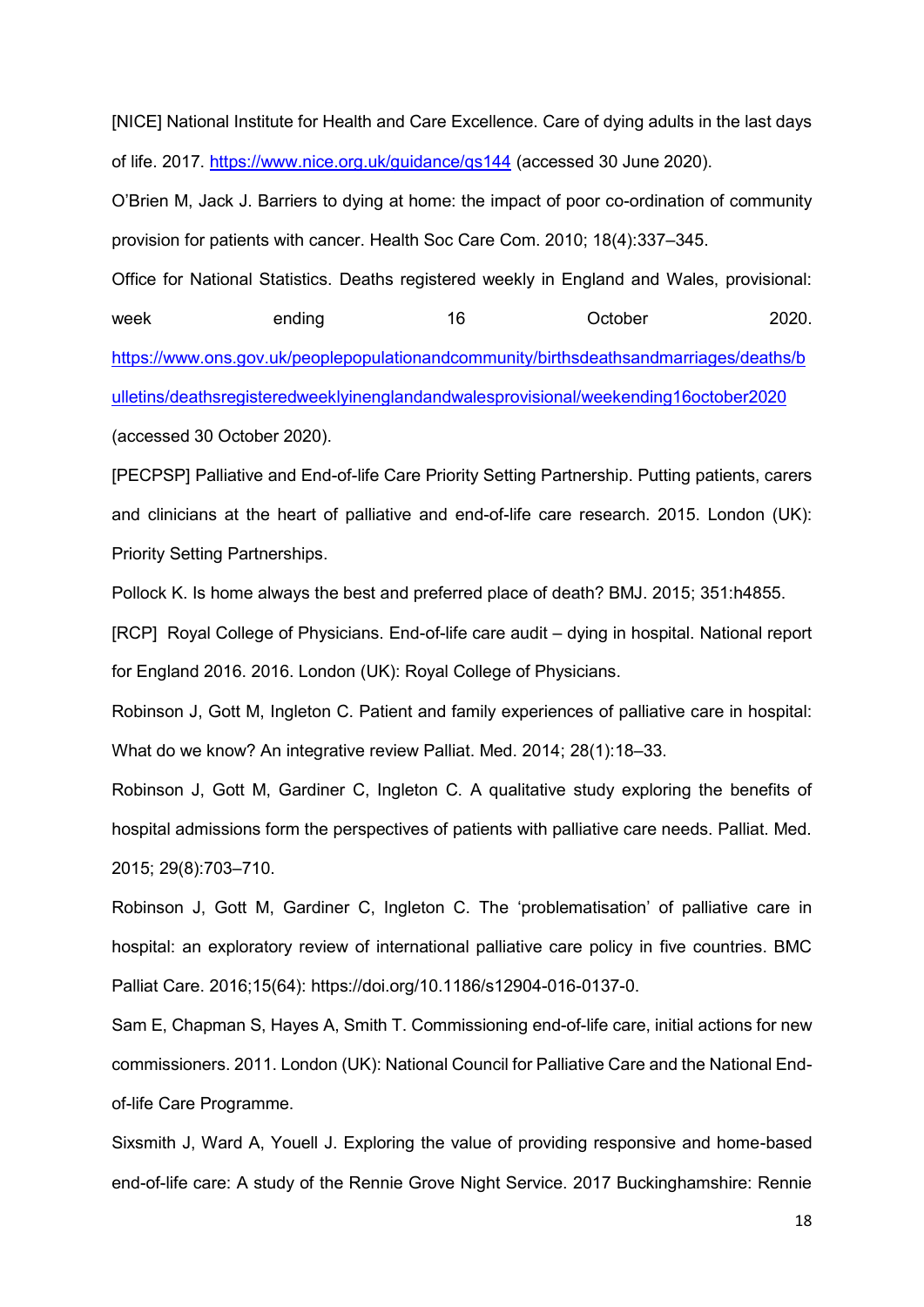[NICE] National Institute for Health and Care Excellence. Care of dying adults in the last days of life. 2017. https://www.nice.org.uk/guidance/qs144 (accessed 30 June 2020).

O'Brien M, Jack J. Barriers to dying at home: the impact of poor co-ordination of community provision for patients with cancer. Health Soc Care Com. 2010; 18(4):337–345.

Office for National Statistics. Deaths registered weekly in England and Wales, provisional: week ending 16 October 2020. https://www.ons.gov.uk/peoplepopulationandcommunity/birthsdeathsandmarriages/deaths/bulletins/deathsregisteredweeklyinenglandandwalesprovisional/weekending16october2020 (accessed 30 October 2020).

[PECPSP] Palliative and End-of-life Care Priority Setting Partnership. Putting patients, carers and clinicians at the heart of palliative and end-of-life care research. 2015. London (UK): Priority Setting Partnerships.

Pollock K. Is home always the best and preferred place of death? BMJ. 2015; 351:h4855.

[RCP] Royal College of Physicians. End-of-life care audit – dying in hospital. National report for England 2016. 2016. London (UK): Royal College of Physicians.

Robinson J, Gott M, Ingleton C. Patient and family experiences of palliative care in hospital: What do we know? An integrative review Palliat. Med. 2014; 28(1):18–33.

Robinson J, Gott M, Gardiner C, Ingleton C. A qualitative study exploring the benefits of hospital admissions form the perspectives of patients with palliative care needs. Palliat. Med. 2015; 29(8):703–710.

Robinson J, Gott M, Gardiner C, Ingleton C. The 'problematisation' of palliative care in hospital: an exploratory review of international palliative care policy in five countries. BMC Palliat Care. 2016;15(64): https://doi.org/10.1186/s12904-016-0137-0.

Sam E, Chapman S, Hayes A, Smith T. Commissioning end-of-life care, initial actions for new commissioners. 2011. London (UK): National Council for Palliative Care and the National End-of-life Care Programme.

Sixsmith J, Ward A, Youell J. Exploring the value of providing responsive and home-based end-of-life care: A study of the Rennie Grove Night Service. 2017 Buckinghamshire: Rennie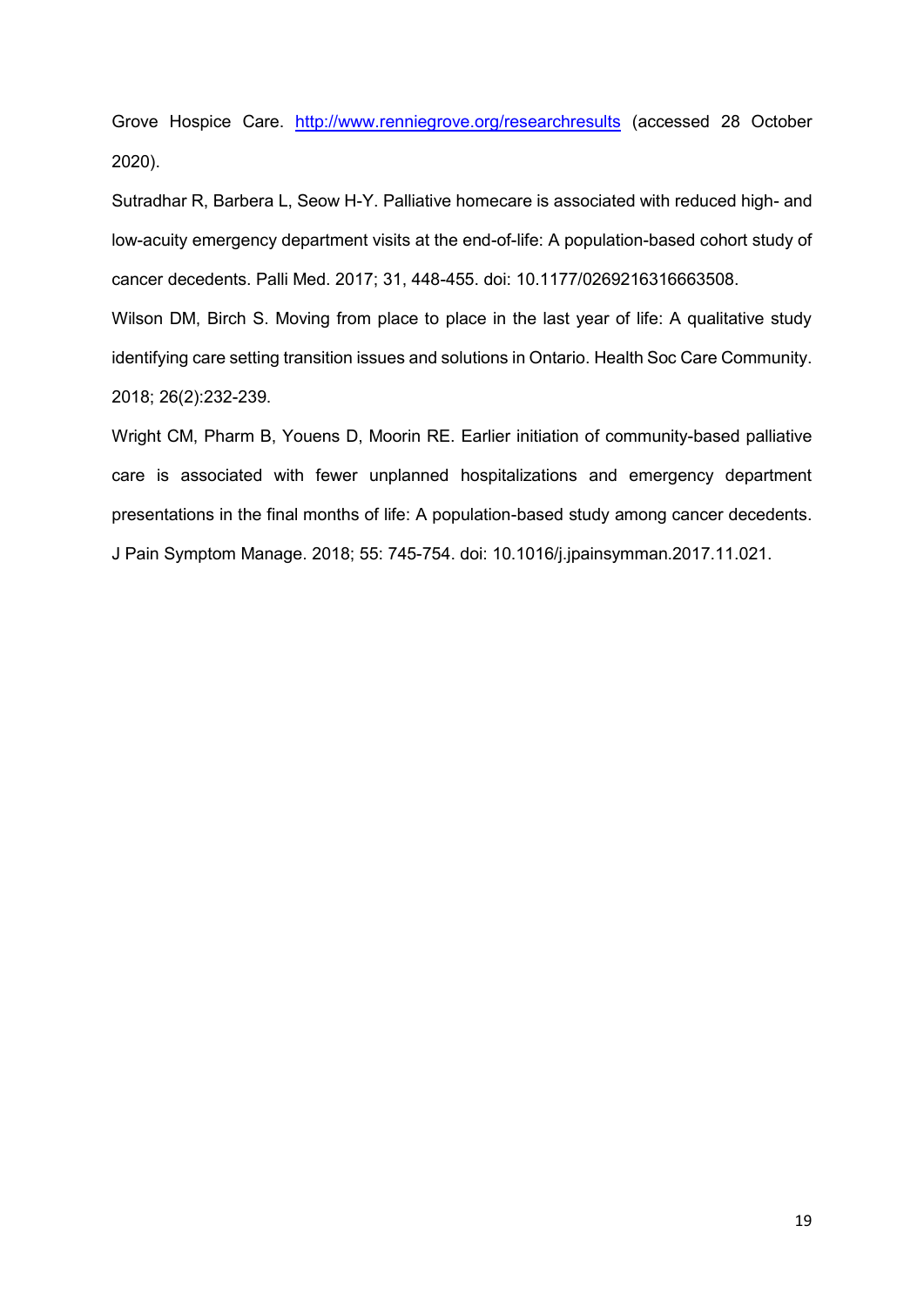Grove Hospice Care. http://www.renniegrove.org/researchresults (accessed 28 October 2020).

Sutradhar R, Barbera L, Seow H-Y. Palliative homecare is associated with reduced high- and low-acuity emergency department visits at the end-of-life: A population-based cohort study of cancer decedents. Palli Med. 2017; 31, 448-455. doi: 10.1177/0269216316663508.

Wilson DM, Birch S. Moving from place to place in the last year of life: A qualitative study identifying care setting transition issues and solutions in Ontario. Health Soc Care Community. 2018; 26(2):232-239.

Wright CM, Pharm B, Youens D, Moorin RE. Earlier initiation of community-based palliative care is associated with fewer unplanned hospitalizations and emergency department presentations in the final months of life: A population-based study among cancer decedents. J Pain Symptom Manage. 2018; 55: 745-754. doi: 10.1016/j.jpainsymman.2017.11.021.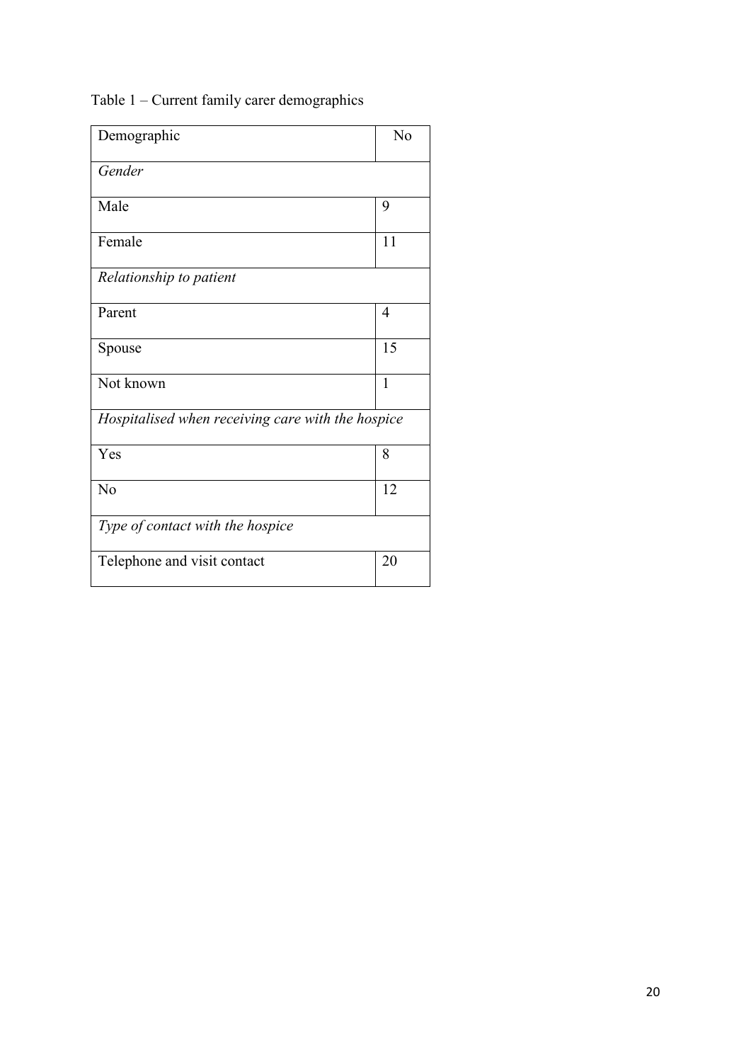Table 1 – Current family carer demographics

| Demographic | No |
|---|---|
| *Gender* | |
| Male | 9 |
| Female | 11 |
| *Relationship to patient* | |
| Parent | 4 |
| Spouse | 15 |
| Not known | 1 |
| *Hospitalised when receiving care with the hospice* | |
| Yes | 8 |
| No | 12 |
| *Type of contact with the hospice* | |
| Telephone and visit contact | 20 |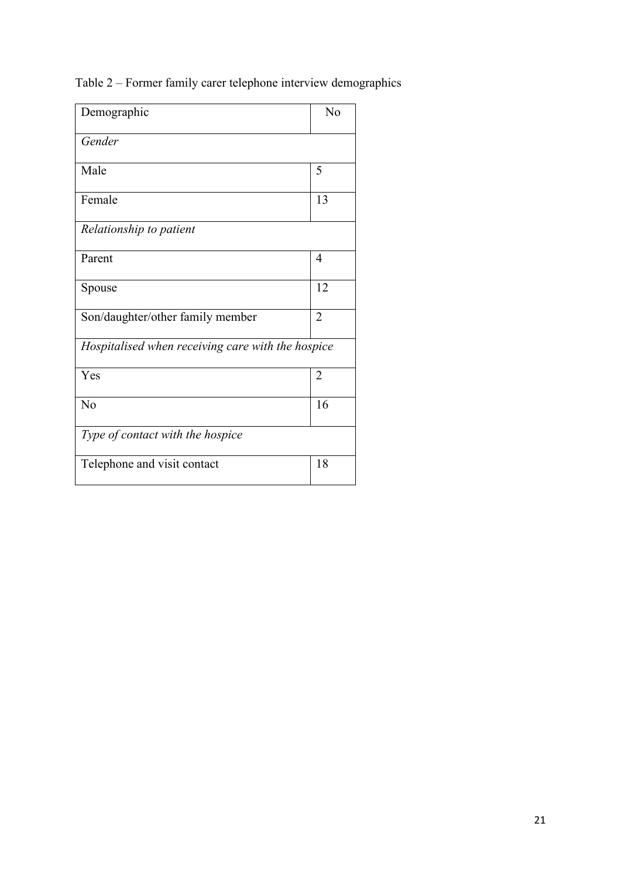Table 2 – Former family carer telephone interview demographics

| Demographic | No |
|---|---|
| *Gender* | |
| Male | 5 |
| Female | 13 |
| *Relationship to patient* | |
| Parent | 4 |
| Spouse | 12 |
| Son/daughter/other family member | 2 |
| *Hospitalised when receiving care with the hospice* | |
| Yes | 2 |
| No | 16 |
| *Type of contact with the hospice* | |
| Telephone and visit contact | 18 |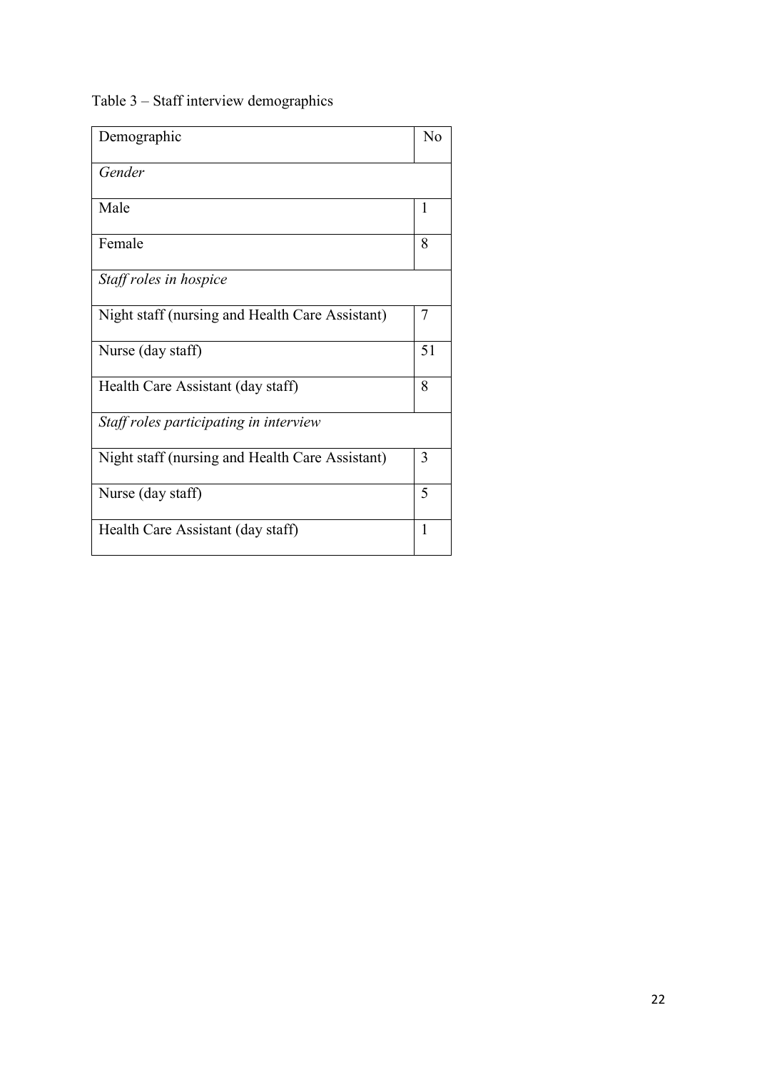Table 3 – Staff interview demographics

| Demographic | No |
| --- | --- |
| *Gender* | |
| Male | 1 |
| Female | 8 |
| *Staff roles in hospice* | |
| Night staff (nursing and Health Care Assistant) | 7 |
| Nurse (day staff) | 51 |
| Health Care Assistant (day staff) | 8 |
| *Staff roles participating in interview* | |
| Night staff (nursing and Health Care Assistant) | 3 |
| Nurse (day staff) | 5 |
| Health Care Assistant (day staff) | 1 |